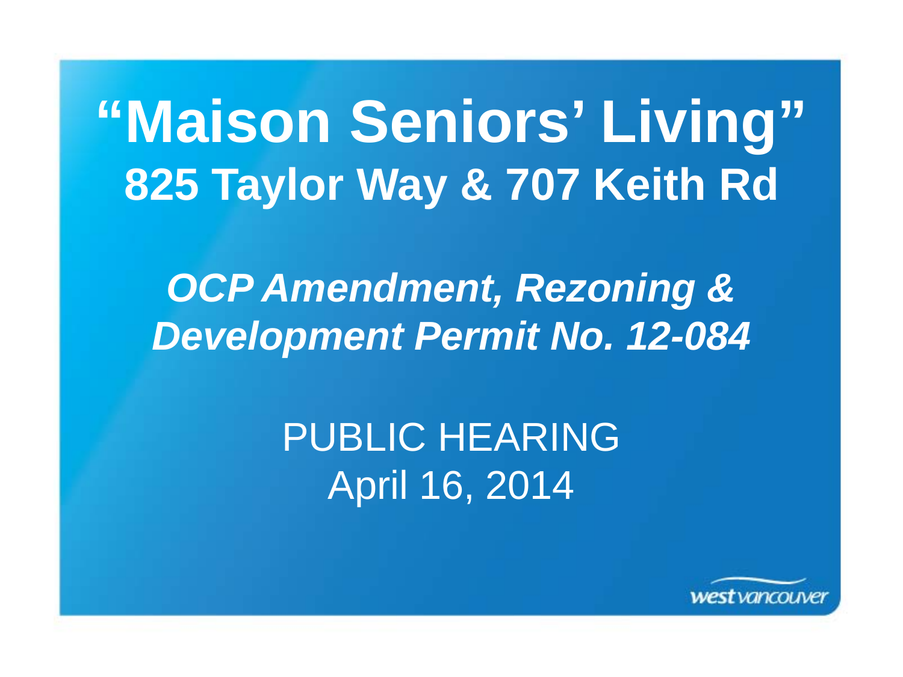# “Maison Seniors’ Living”

## 825 Taylor Way & 707 Keith Rd

***OCP Amendment, Rezoning & Development Permit No. 12-084***

PUBLIC HEARING
April 16, 2014

west vancouver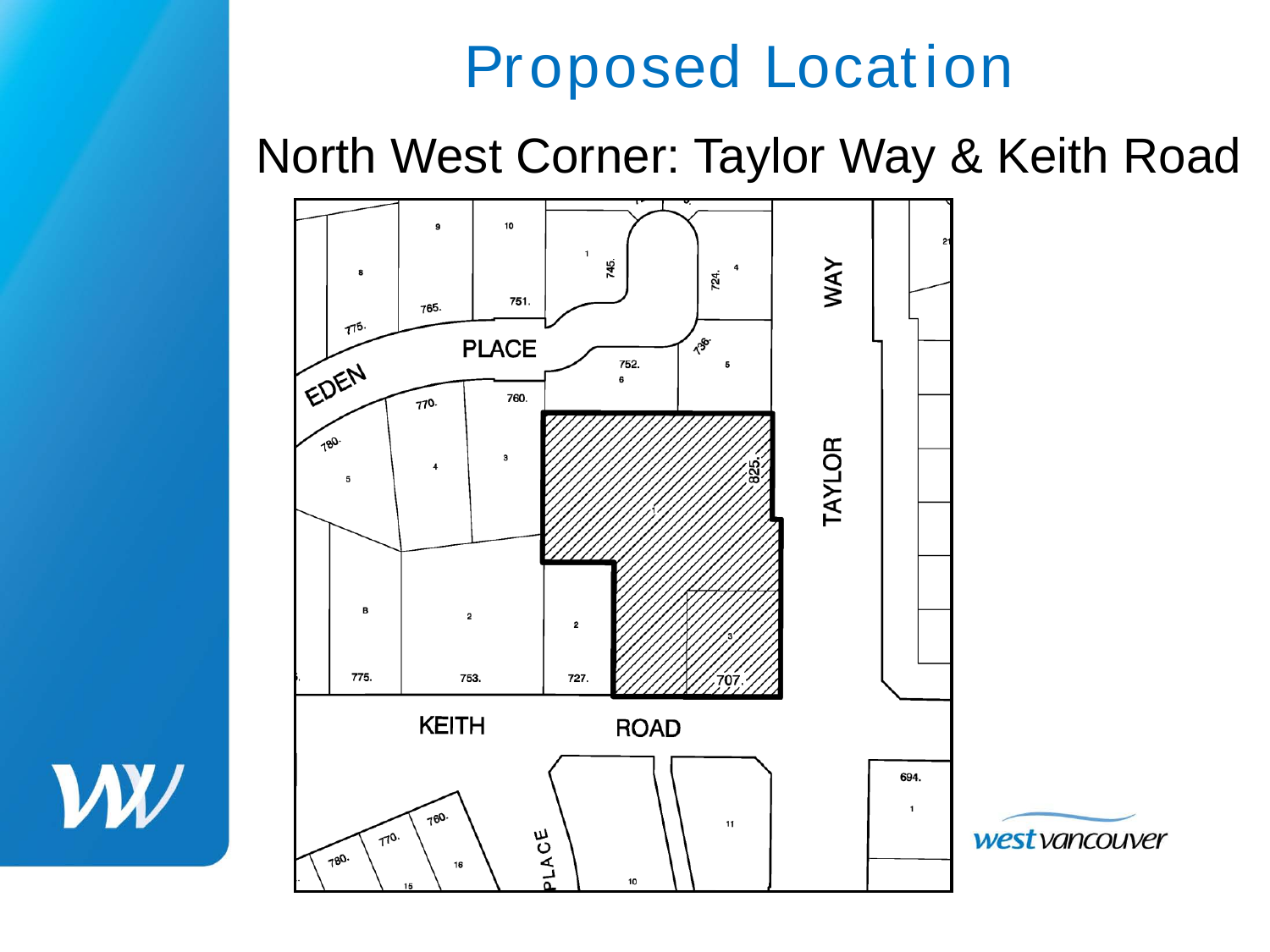# Proposed Location

## North West Corner: Taylor Way & Keith Road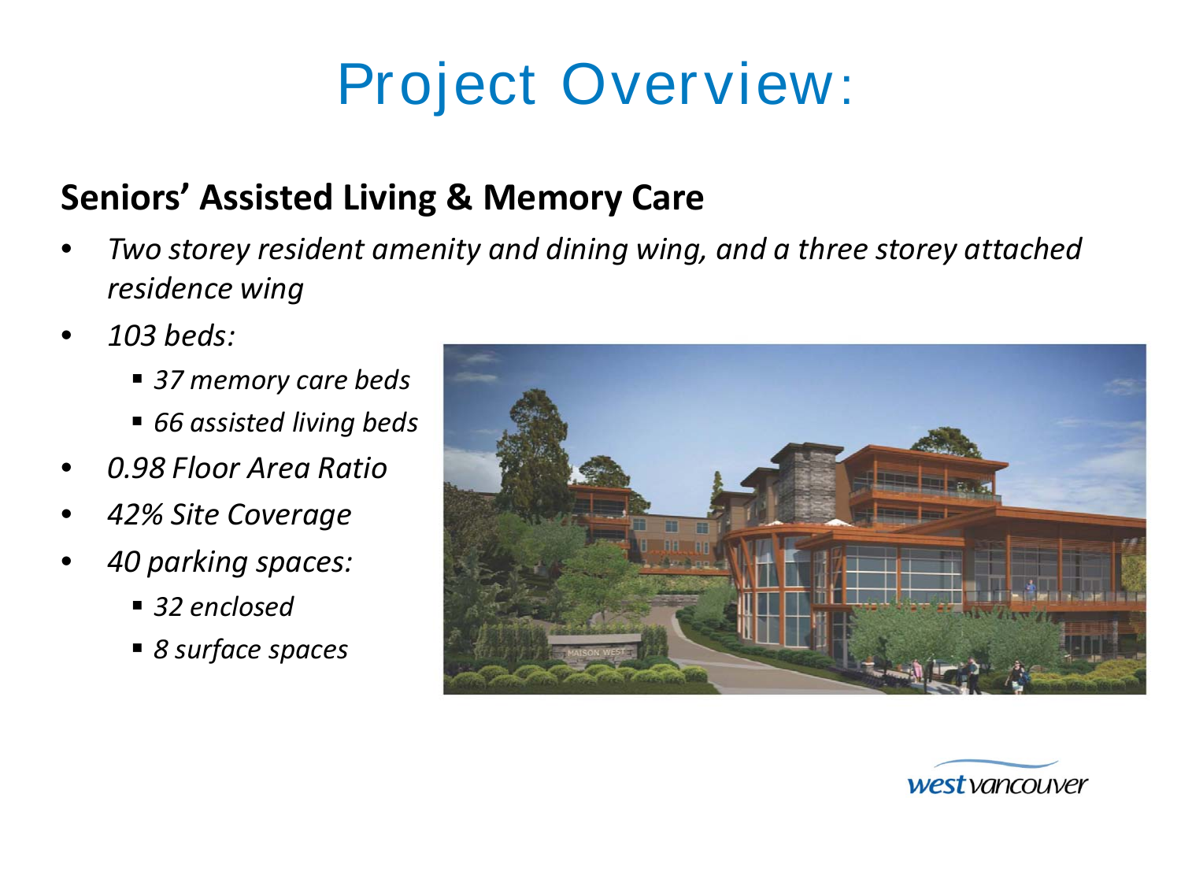# Project Overview:

## Seniors' Assisted Living & Memory Care

- *Two storey resident amenity and dining wing, and a three storey attached residence wing*
- *103 beds:*
  - *37 memory care beds*
  - *66 assisted living beds*
- *0.98 Floor Area Ratio*
- *42% Site Coverage*
- *40 parking spaces:*
  - *32 enclosed*
  - *8 surface spaces*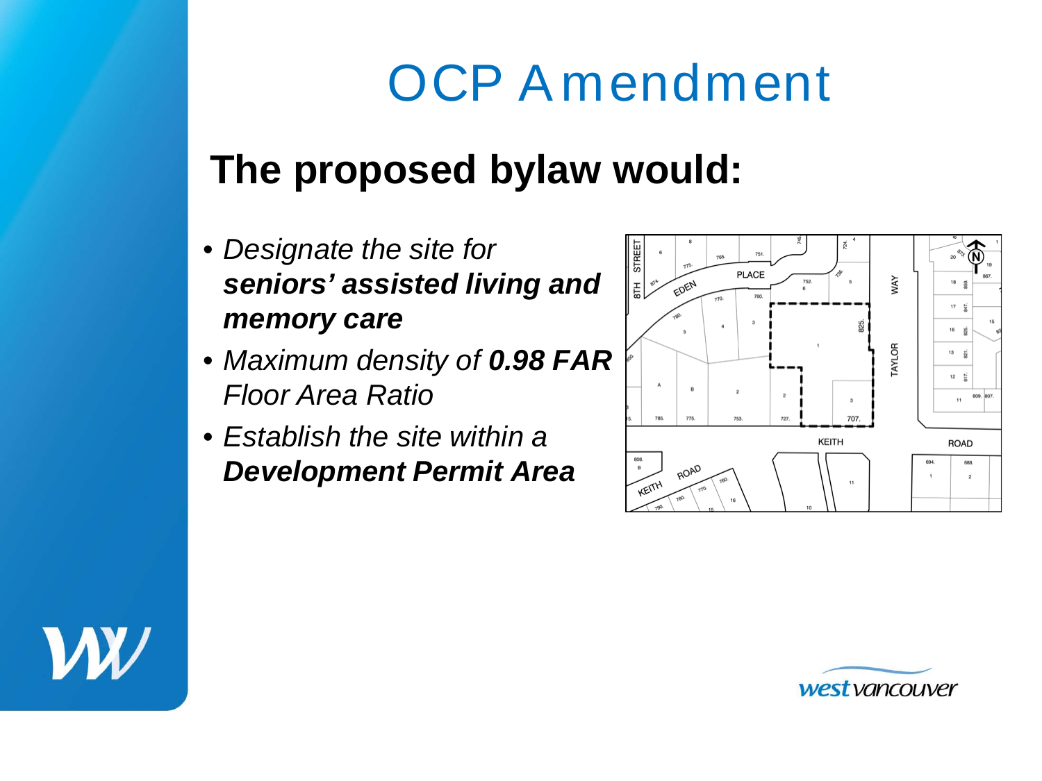# OCP Amendment

## The proposed bylaw would:

- *Designate the site for* ***seniors' assisted living and memory care***
- *Maximum density of* ***0.98 FAR*** *Floor Area Ratio*
- *Establish the site within a* ***Development Permit Area***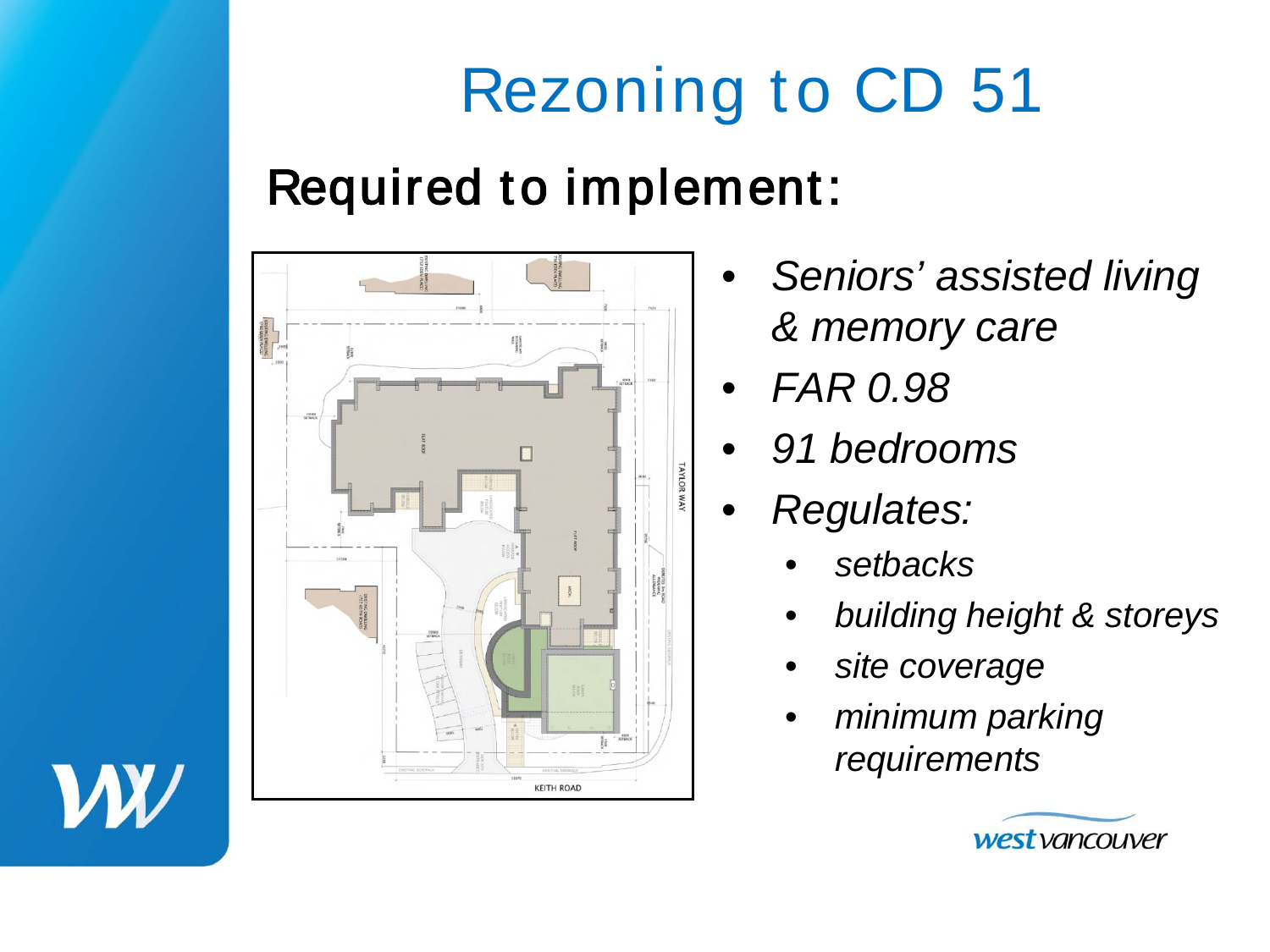# Rezoning to CD 51

## Required to implement:

- *Seniors' assisted living & memory care*
- *FAR 0.98*
- *91 bedrooms*
- *Regulates:*
  - *setbacks*
  - *building height & storeys*
  - *site coverage*
  - *minimum parking requirements*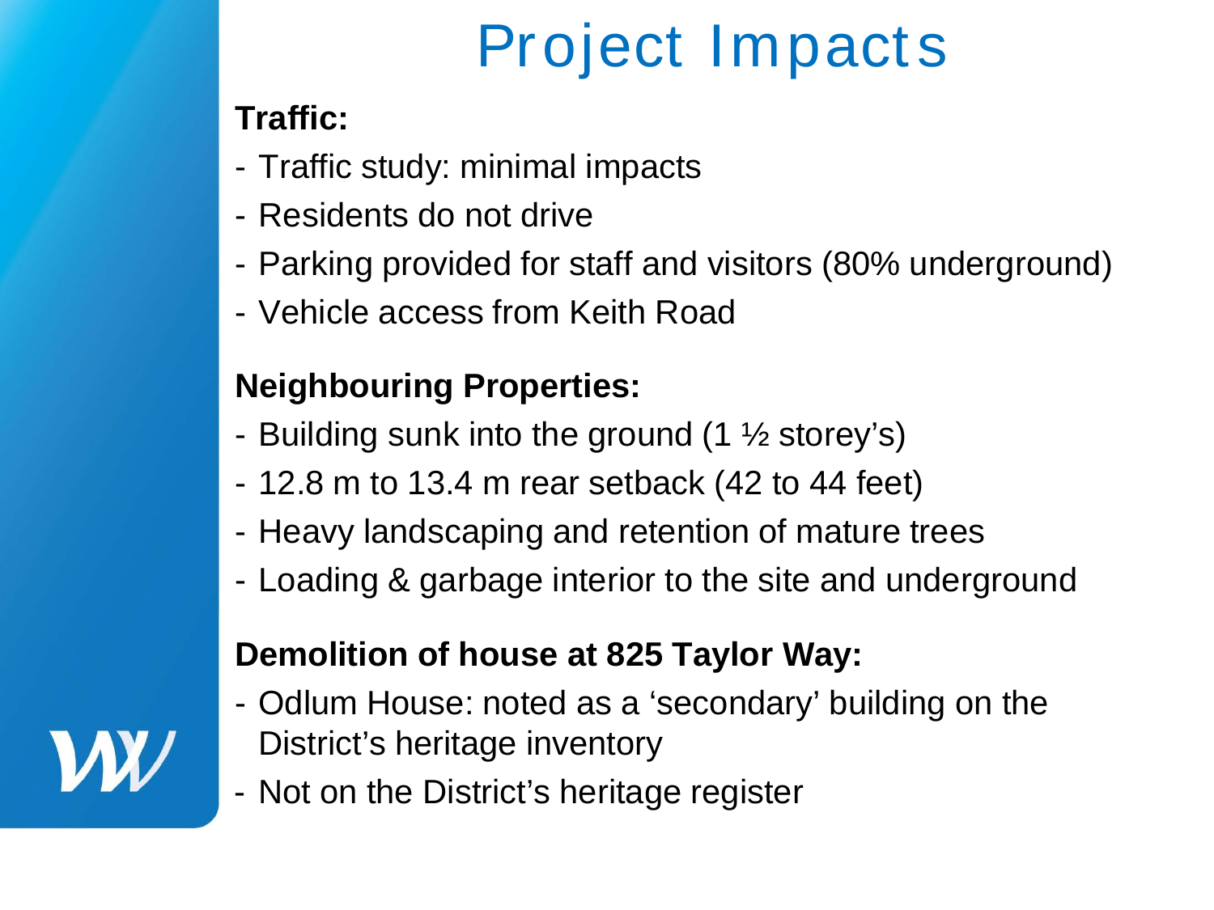# Project Impacts

**Traffic:**

- Traffic study: minimal impacts
- Residents do not drive
- Parking provided for staff and visitors (80% underground)
- Vehicle access from Keith Road

**Neighbouring Properties:**

- Building sunk into the ground (1 ½ storey's)
- 12.8 m to 13.4 m rear setback (42 to 44 feet)
- Heavy landscaping and retention of mature trees
- Loading & garbage interior to the site and underground

**Demolition of house at 825 Taylor Way:**

- Odlum House: noted as a 'secondary' building on the District's heritage inventory
- Not on the District's heritage register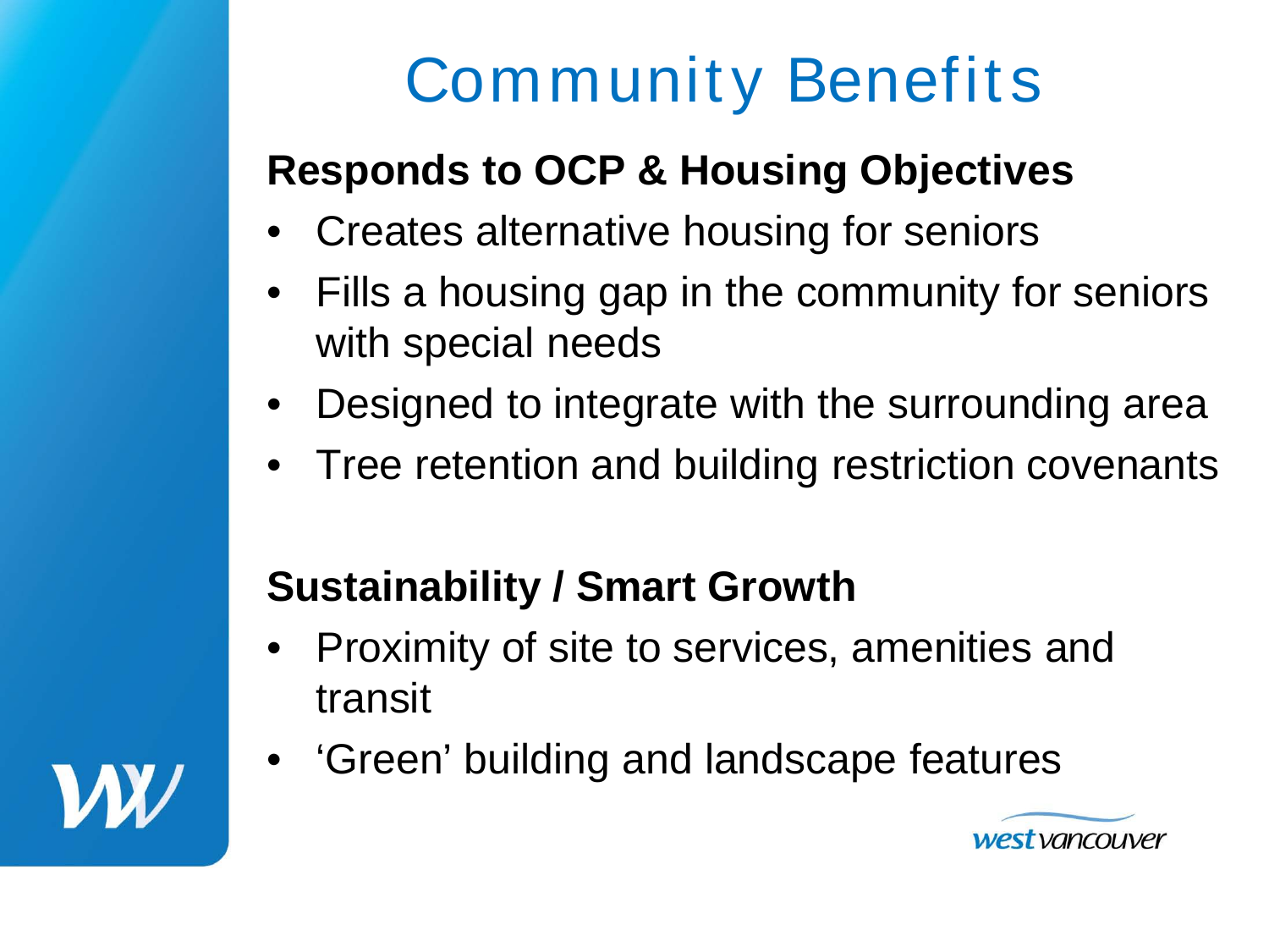# Community Benefits

## Responds to OCP & Housing Objectives

- Creates alternative housing for seniors
- Fills a housing gap in the community for seniors with special needs
- Designed to integrate with the surrounding area
- Tree retention and building restriction covenants

## Sustainability / Smart Growth

- Proximity of site to services, amenities and transit
- 'Green' building and landscape features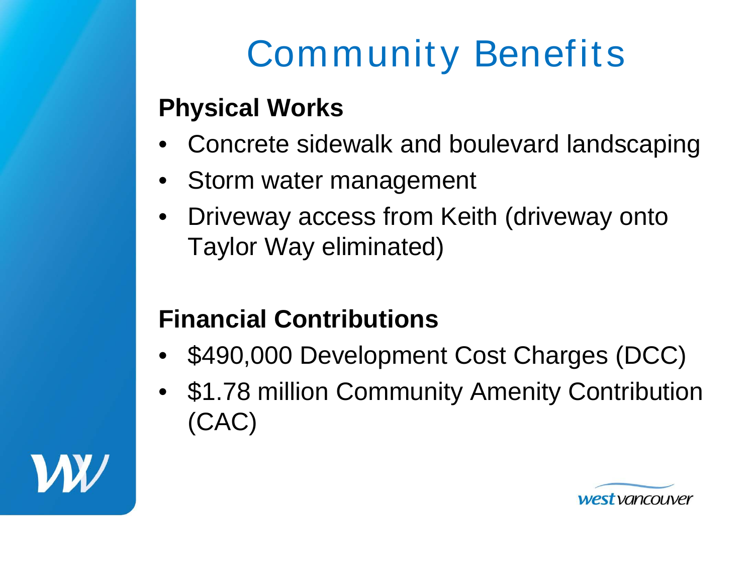# Community Benefits

## Physical Works

- Concrete sidewalk and boulevard landscaping
- Storm water management
- Driveway access from Keith (driveway onto Taylor Way eliminated)

## Financial Contributions

- $490,000 Development Cost Charges (DCC)
- $1.78 million Community Amenity Contribution (CAC)